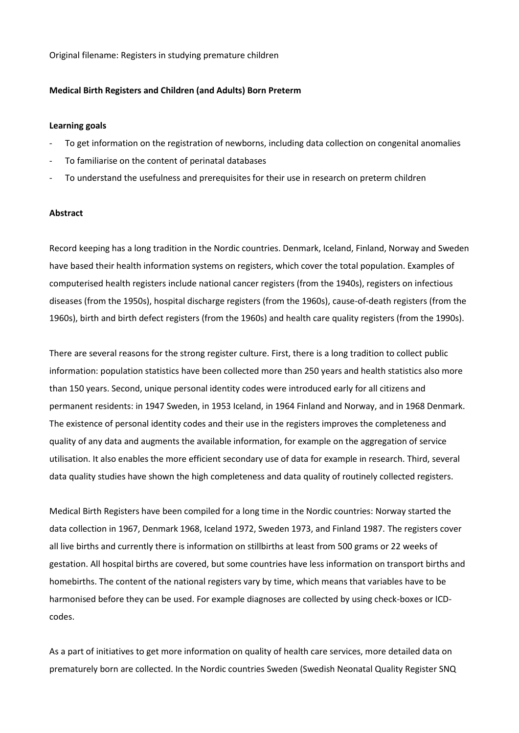Original filename: Registers in studying premature children

**Medical Birth Registers and Children (and Adults) Born Preterm**

**Learning goals**

- To get information on the registration of newborns, including data collection on congenital anomalies
- To familiarise on the content of perinatal databases
- To understand the usefulness and prerequisites for their use in research on preterm children

**Abstract**

Record keeping has a long tradition in the Nordic countries. Denmark, Iceland, Finland, Norway and Sweden have based their health information systems on registers, which cover the total population. Examples of computerised health registers include national cancer registers (from the 1940s), registers on infectious diseases (from the 1950s), hospital discharge registers (from the 1960s), cause-of-death registers (from the 1960s), birth and birth defect registers (from the 1960s) and health care quality registers (from the 1990s).

There are several reasons for the strong register culture. First, there is a long tradition to collect public information: population statistics have been collected more than 250 years and health statistics also more than 150 years. Second, unique personal identity codes were introduced early for all citizens and permanent residents: in 1947 Sweden, in 1953 Iceland, in 1964 Finland and Norway, and in 1968 Denmark. The existence of personal identity codes and their use in the registers improves the completeness and quality of any data and augments the available information, for example on the aggregation of service utilisation. It also enables the more efficient secondary use of data for example in research. Third, several data quality studies have shown the high completeness and data quality of routinely collected registers.

Medical Birth Registers have been compiled for a long time in the Nordic countries: Norway started the data collection in 1967, Denmark 1968, Iceland 1972, Sweden 1973, and Finland 1987. The registers cover all live births and currently there is information on stillbirths at least from 500 grams or 22 weeks of gestation. All hospital births are covered, but some countries have less information on transport births and homebirths. The content of the national registers vary by time, which means that variables have to be harmonised before they can be used. For example diagnoses are collected by using check-boxes or ICD-codes.

As a part of initiatives to get more information on quality of health care services, more detailed data on prematurely born are collected. In the Nordic countries Sweden (Swedish Neonatal Quality Register SNQ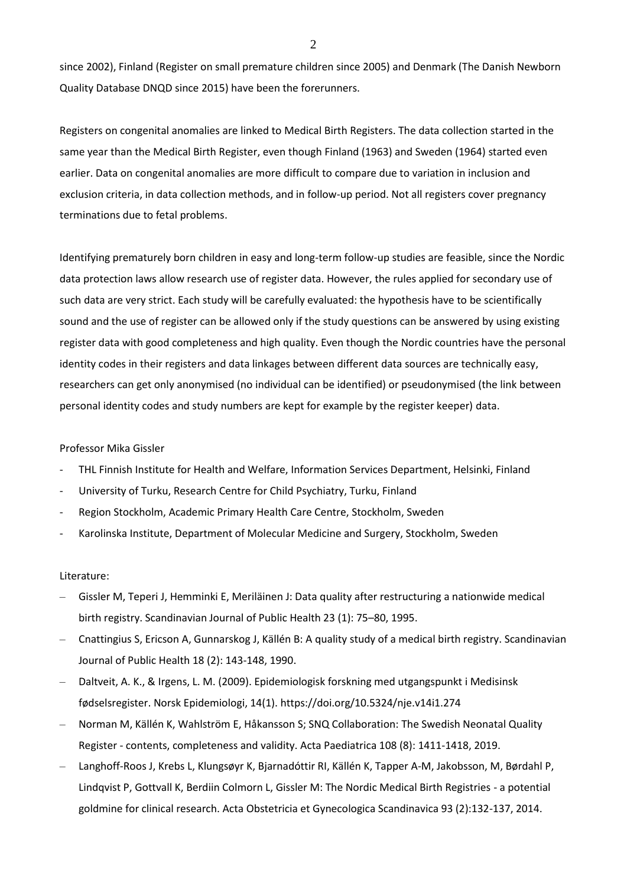since 2002), Finland (Register on small premature children since 2005) and Denmark (The Danish Newborn Quality Database DNQD since 2015) have been the forerunners.

Registers on congenital anomalies are linked to Medical Birth Registers. The data collection started in the same year than the Medical Birth Register, even though Finland (1963) and Sweden (1964) started even earlier. Data on congenital anomalies are more difficult to compare due to variation in inclusion and exclusion criteria, in data collection methods, and in follow-up period. Not all registers cover pregnancy terminations due to fetal problems.

Identifying prematurely born children in easy and long-term follow-up studies are feasible, since the Nordic data protection laws allow research use of register data. However, the rules applied for secondary use of such data are very strict. Each study will be carefully evaluated: the hypothesis have to be scientifically sound and the use of register can be allowed only if the study questions can be answered by using existing register data with good completeness and high quality. Even though the Nordic countries have the personal identity codes in their registers and data linkages between different data sources are technically easy, researchers can get only anonymised (no individual can be identified) or pseudonymised (the link between personal identity codes and study numbers are kept for example by the register keeper) data.

Professor Mika Gissler

- THL Finnish Institute for Health and Welfare, Information Services Department, Helsinki, Finland
- University of Turku, Research Centre for Child Psychiatry, Turku, Finland
- Region Stockholm, Academic Primary Health Care Centre, Stockholm, Sweden
- Karolinska Institute, Department of Molecular Medicine and Surgery, Stockholm, Sweden

Literature:

- Gissler M, Teperi J, Hemminki E, Meriläinen J: Data quality after restructuring a nationwide medical birth registry. Scandinavian Journal of Public Health 23 (1): 75–80, 1995.
- Cnattingius S, Ericson A, Gunnarskog J, Källén B: A quality study of a medical birth registry. Scandinavian Journal of Public Health 18 (2): 143-148, 1990.
- Daltveit, A. K., & Irgens, L. M. (2009). Epidemiologisk forskning med utgangspunkt i Medisinsk fødselsregister. Norsk Epidemiologi, 14(1). https://doi.org/10.5324/nje.v14i1.274
- Norman M, Källén K, Wahlström E, Håkansson S; SNQ Collaboration: The Swedish Neonatal Quality Register - contents, completeness and validity. Acta Paediatrica 108 (8): 1411-1418, 2019.
- Langhoff-Roos J, Krebs L, Klungsøyr K, Bjarnadóttir RI, Källén K, Tapper A-M, Jakobsson, M, Børdahl P, Lindqvist P, Gottvall K, Berdiin Colmorn L, Gissler M: The Nordic Medical Birth Registries - a potential goldmine for clinical research. Acta Obstetricia et Gynecologica Scandinavica 93 (2):132-137, 2014.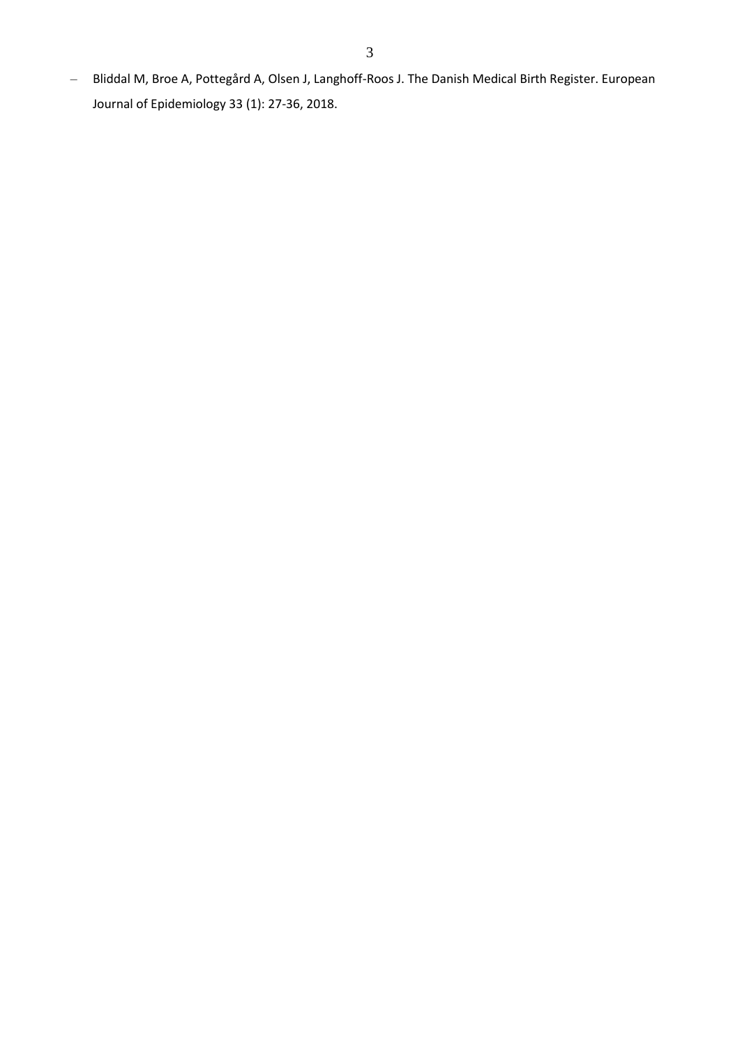- Bliddal M, Broe A, Pottegård A, Olsen J, Langhoff-Roos J. The Danish Medical Birth Register. European Journal of Epidemiology 33 (1): 27-36, 2018.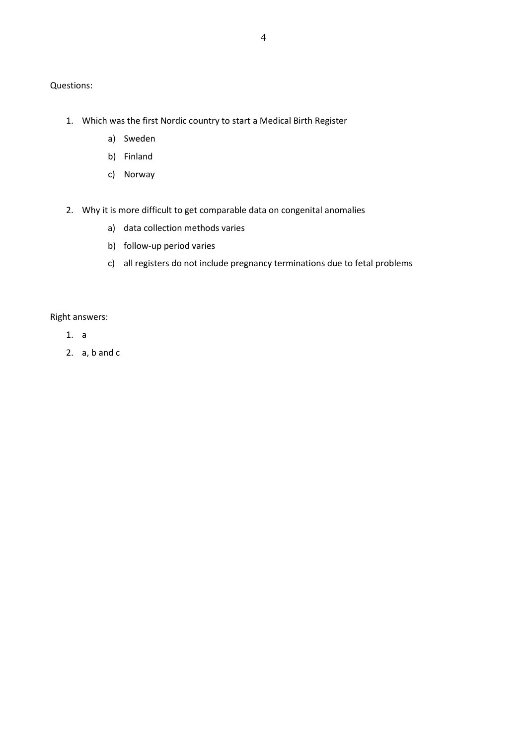Questions:

1. Which was the first Nordic country to start a Medical Birth Register
    a) Sweden
    b) Finland
    c) Norway

2. Why it is more difficult to get comparable data on congenital anomalies
    a) data collection methods varies
    b) follow-up period varies
    c) all registers do not include pregnancy terminations due to fetal problems

Right answers:

1. a
2. a, b and c